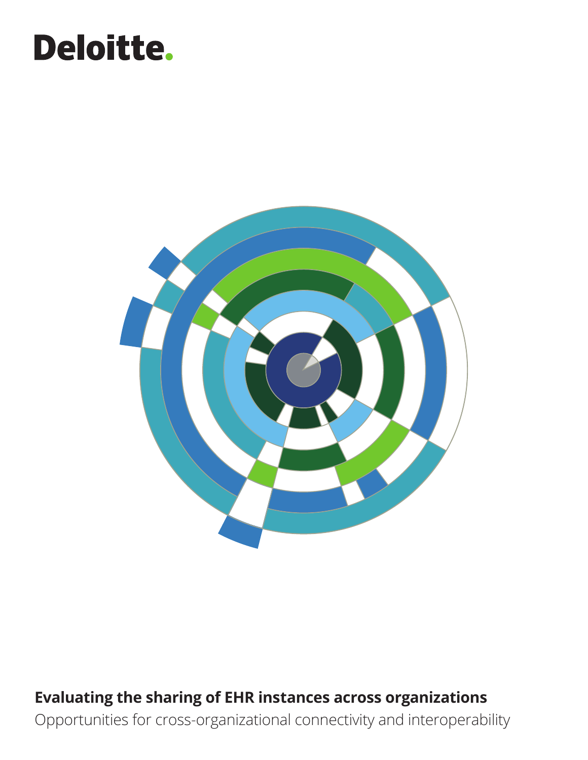Deloitte.

# Evaluating the sharing of EHR instances across organizations

Opportunities for cross-organizational connectivity and interoperability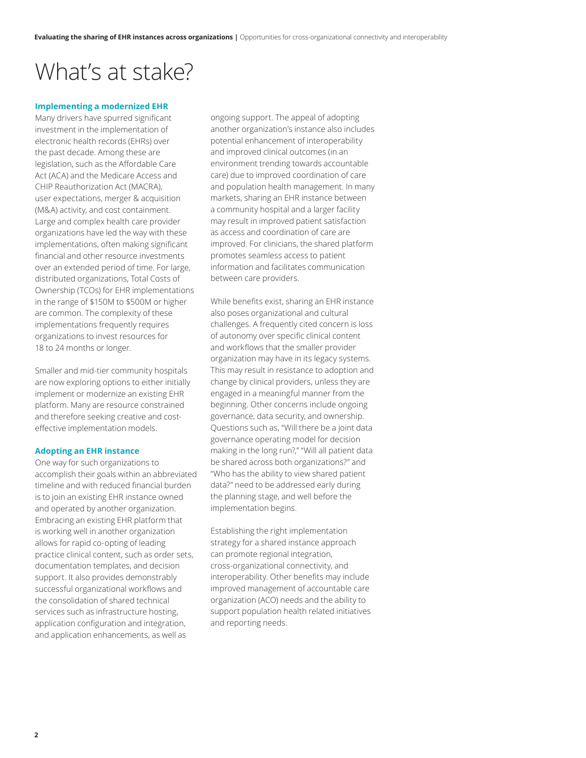# What's at stake?

### Implementing a modernized EHR

Many drivers have spurred significant investment in the implementation of electronic health records (EHRs) over the past decade. Among these are legislation, such as the Affordable Care Act (ACA) and the Medicare Access and CHIP Reauthorization Act (MACRA), user expectations, merger & acquisition (M&A) activity, and cost containment. Large and complex health care provider organizations have led the way with these implementations, often making significant financial and other resource investments over an extended period of time. For large, distributed organizations, Total Costs of Ownership (TCOs) for EHR implementations in the range of $150M to $500M or higher are common. The complexity of these implementations frequently requires organizations to invest resources for 18 to 24 months or longer.

Smaller and mid-tier community hospitals are now exploring options to either initially implement or modernize an existing EHR platform. Many are resource constrained and therefore seeking creative and cost-effective implementation models.

### Adopting an EHR instance

One way for such organizations to accomplish their goals within an abbreviated timeline and with reduced financial burden is to join an existing EHR instance owned and operated by another organization. Embracing an existing EHR platform that is working well in another organization allows for rapid co-opting of leading practice clinical content, such as order sets, documentation templates, and decision support. It also provides demonstrably successful organizational workflows and the consolidation of shared technical services such as infrastructure hosting, application configuration and integration, and application enhancements, as well as ongoing support. The appeal of adopting another organization's instance also includes potential enhancement of interoperability and improved clinical outcomes (in an environment trending towards accountable care) due to improved coordination of care and population health management. In many markets, sharing an EHR instance between a community hospital and a larger facility may result in improved patient satisfaction as access and coordination of care are improved. For clinicians, the shared platform promotes seamless access to patient information and facilitates communication between care providers.

While benefits exist, sharing an EHR instance also poses organizational and cultural challenges. A frequently cited concern is loss of autonomy over specific clinical content and workflows that the smaller provider organization may have in its legacy systems. This may result in resistance to adoption and change by clinical providers, unless they are engaged in a meaningful manner from the beginning. Other concerns include ongoing governance, data security, and ownership. Questions such as, "Will there be a joint data governance operating model for decision making in the long run?," "Will all patient data be shared across both organizations?" and "Who has the ability to view shared patient data?" need to be addressed early during the planning stage, and well before the implementation begins.

Establishing the right implementation strategy for a shared instance approach can promote regional integration, cross-organizational connectivity, and interoperability. Other benefits may include improved management of accountable care organization (ACO) needs and the ability to support population health related initiatives and reporting needs.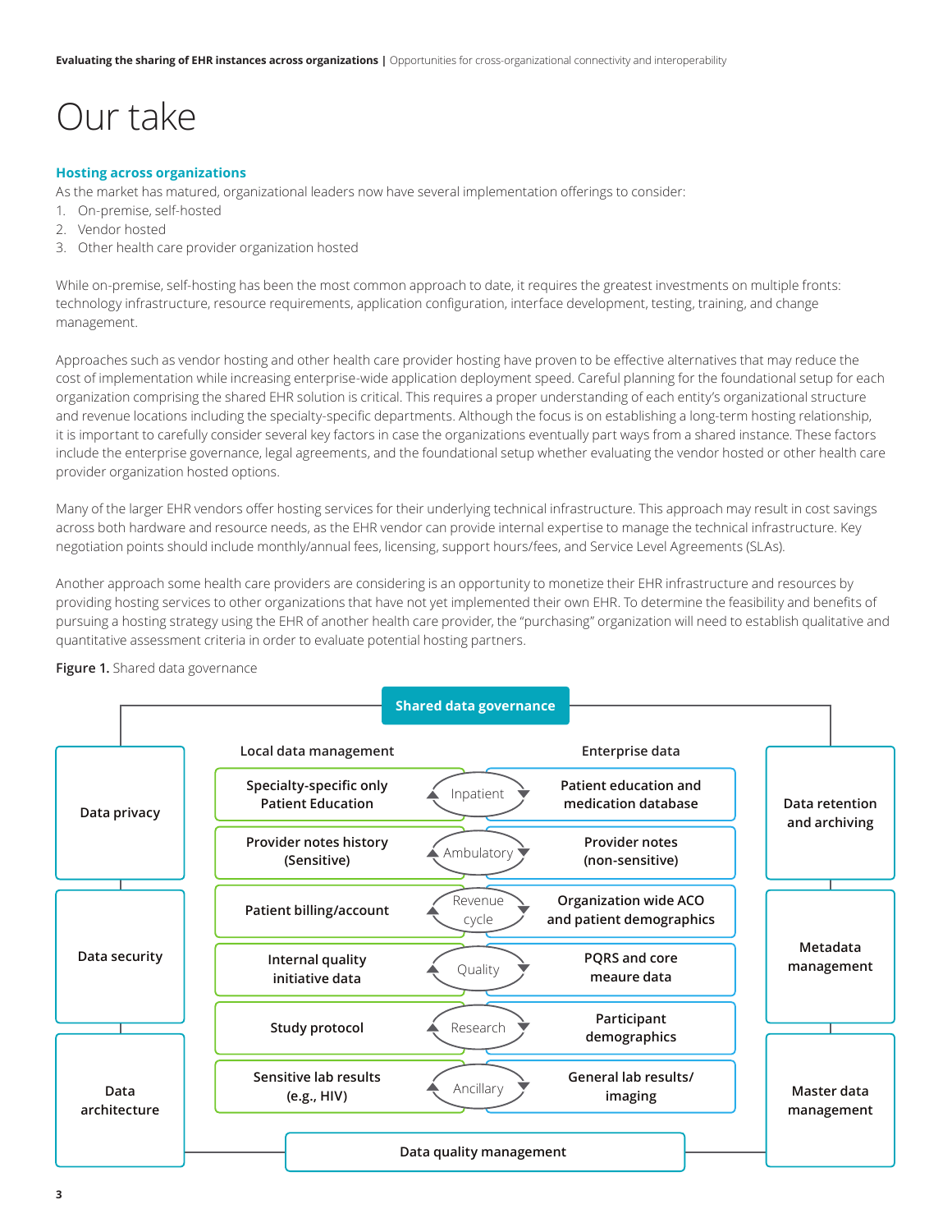# Our take

### Hosting across organizations

As the market has matured, organizational leaders now have several implementation offerings to consider:

1. On-premise, self-hosted
2. Vendor hosted
3. Other health care provider organization hosted

While on-premise, self-hosting has been the most common approach to date, it requires the greatest investments on multiple fronts: technology infrastructure, resource requirements, application configuration, interface development, testing, training, and change management.

Approaches such as vendor hosting and other health care provider hosting have proven to be effective alternatives that may reduce the cost of implementation while increasing enterprise-wide application deployment speed. Careful planning for the foundational setup for each organization comprising the shared EHR solution is critical. This requires a proper understanding of each entity's organizational structure and revenue locations including the specialty-specific departments. Although the focus is on establishing a long-term hosting relationship, it is important to carefully consider several key factors in case the organizations eventually part ways from a shared instance. These factors include the enterprise governance, legal agreements, and the foundational setup whether evaluating the vendor hosted or other health care provider organization hosted options.

Many of the larger EHR vendors offer hosting services for their underlying technical infrastructure. This approach may result in cost savings across both hardware and resource needs, as the EHR vendor can provide internal expertise to manage the technical infrastructure. Key negotiation points should include monthly/annual fees, licensing, support hours/fees, and Service Level Agreements (SLAs).

Another approach some health care providers are considering is an opportunity to monetize their EHR infrastructure and resources by providing hosting services to other organizations that have not yet implemented their own EHR. To determine the feasibility and benefits of pursuing a hosting strategy using the EHR of another health care provider, the "purchasing" organization will need to establish qualitative and quantitative assessment criteria in order to evaluate potential hosting partners.

**Figure 1.** Shared data governance

**Shared data governance**

Left side: Data privacy; Data security; Data architecture

Right side: Data retention and archiving; Metadata management; Master data management

| Local data management | | Enterprise data |
|---|---|---|
| Specialty-specific only Patient Education | Inpatient | Patient education and medication database |
| Provider notes history (Sensitive) | Ambulatory | Provider notes (non-sensitive) |
| Patient billing/account | Revenue cycle | Organization wide ACO and patient demographics |
| Internal quality initiative data | Quality | PQRS and core meaure data |
| Study protocol | Research | Participant demographics |
| Sensitive lab results (e.g., HIV) | Ancillary | General lab results/ imaging |

Data quality management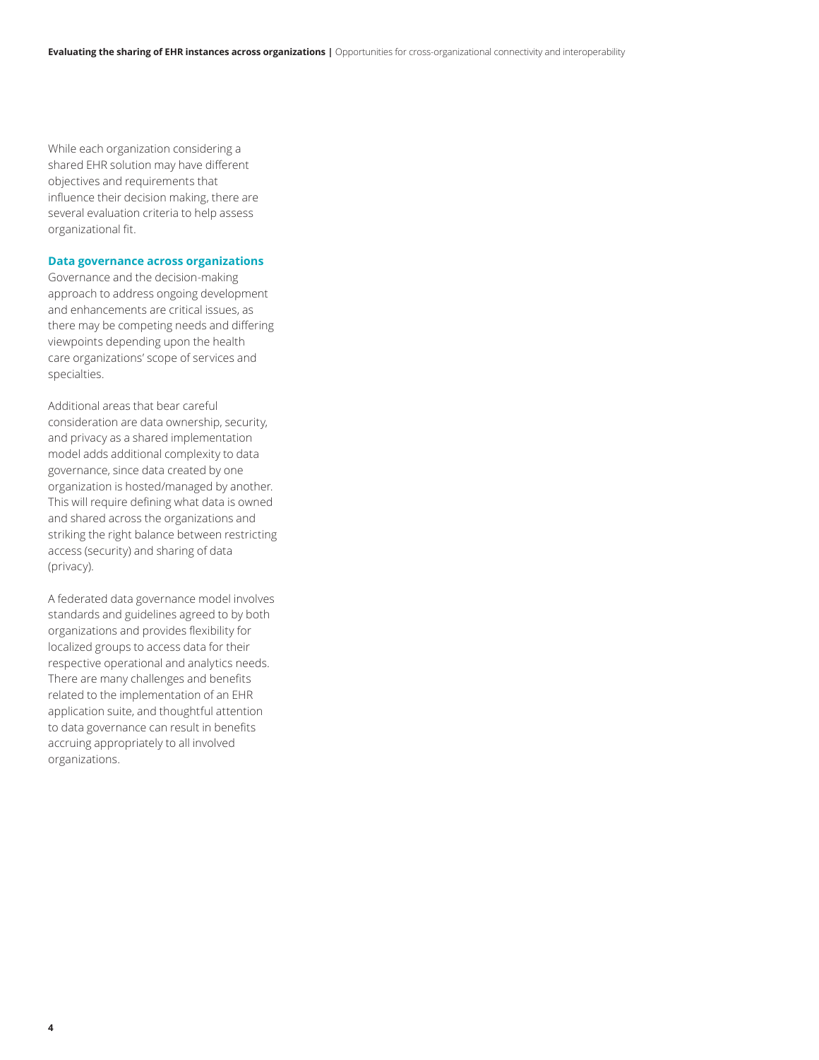While each organization considering a shared EHR solution may have different objectives and requirements that influence their decision making, there are several evaluation criteria to help assess organizational fit.

### Data governance across organizations

Governance and the decision-making approach to address ongoing development and enhancements are critical issues, as there may be competing needs and differing viewpoints depending upon the health care organizations' scope of services and specialties.

Additional areas that bear careful consideration are data ownership, security, and privacy as a shared implementation model adds additional complexity to data governance, since data created by one organization is hosted/managed by another. This will require defining what data is owned and shared across the organizations and striking the right balance between restricting access (security) and sharing of data (privacy).

A federated data governance model involves standards and guidelines agreed to by both organizations and provides flexibility for localized groups to access data for their respective operational and analytics needs. There are many challenges and benefits related to the implementation of an EHR application suite, and thoughtful attention to data governance can result in benefits accruing appropriately to all involved organizations.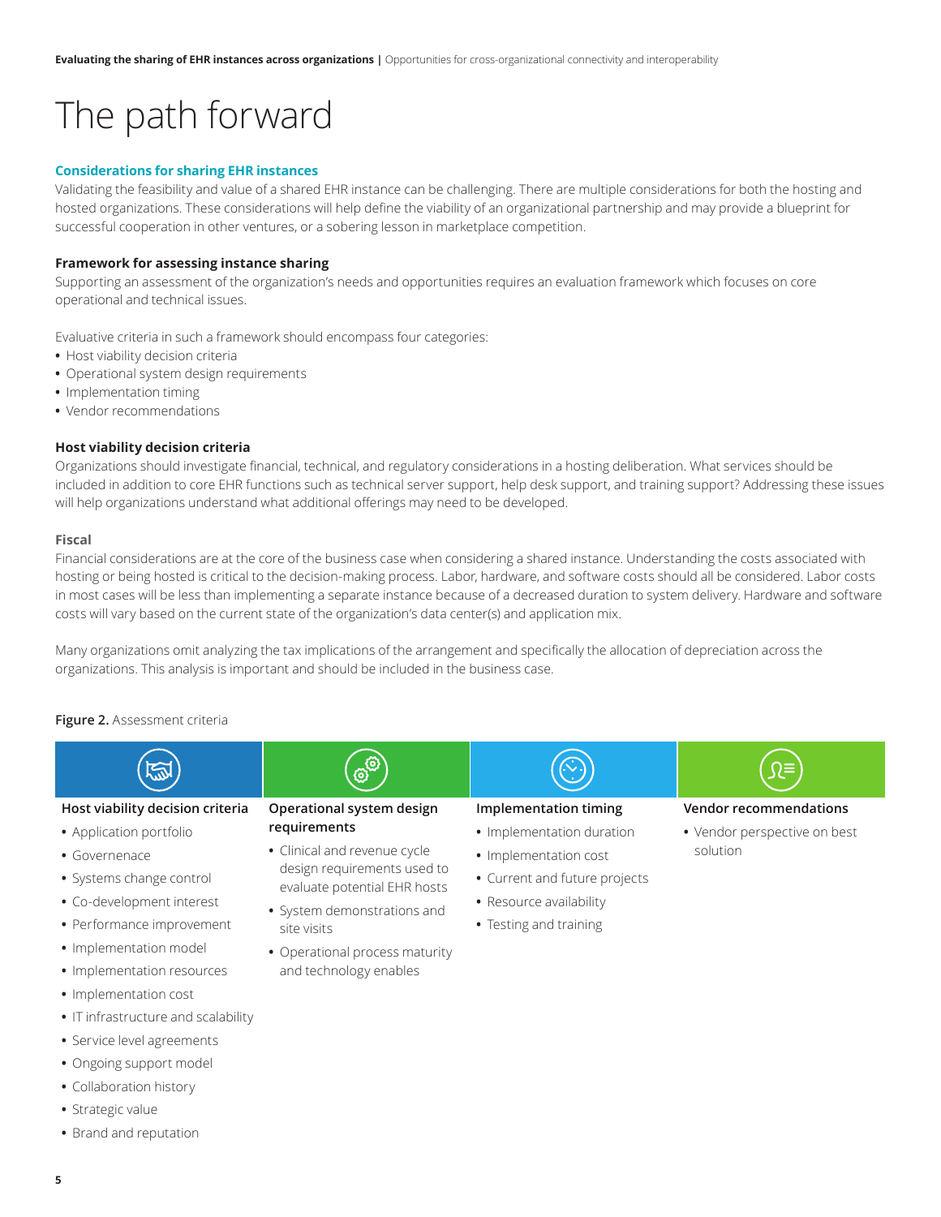# The path forward

### Considerations for sharing EHR instances

Validating the feasibility and value of a shared EHR instance can be challenging. There are multiple considerations for both the hosting and hosted organizations. These considerations will help define the viability of an organizational partnership and may provide a blueprint for successful cooperation in other ventures, or a sobering lesson in marketplace competition.

**Framework for assessing instance sharing**

Supporting an assessment of the organization's needs and opportunities requires an evaluation framework which focuses on core operational and technical issues.

Evaluative criteria in such a framework should encompass four categories:

- Host viability decision criteria
- Operational system design requirements
- Implementation timing
- Vendor recommendations

**Host viability decision criteria**

Organizations should investigate financial, technical, and regulatory considerations in a hosting deliberation. What services should be included in addition to core EHR functions such as technical server support, help desk support, and training support? Addressing these issues will help organizations understand what additional offerings may need to be developed.

**Fiscal**

Financial considerations are at the core of the business case when considering a shared instance. Understanding the costs associated with hosting or being hosted is critical to the decision-making process. Labor, hardware, and software costs should all be considered. Labor costs in most cases will be less than implementing a separate instance because of a decreased duration to system delivery. Hardware and software costs will vary based on the current state of the organization's data center(s) and application mix.

Many organizations omit analyzing the tax implications of the arrangement and specifically the allocation of depreciation across the organizations. This analysis is important and should be included in the business case.

**Figure 2.** Assessment criteria

**Host viability decision criteria**

- Application portfolio
- Governenace
- Systems change control
- Co-development interest
- Performance improvement
- Implementation model
- Implementation resources
- Implementation cost
- IT infrastructure and scalability
- Service level agreements
- Ongoing support model
- Collaboration history
- Strategic value
- Brand and reputation

**Operational system design requirements**

- Clinical and revenue cycle design requirements used to evaluate potential EHR hosts
- System demonstrations and site visits
- Operational process maturity and technology enables

**Implementation timing**

- Implementation duration
- Implementation cost
- Current and future projects
- Resource availability
- Testing and training

**Vendor recommendations**

- Vendor perspective on best solution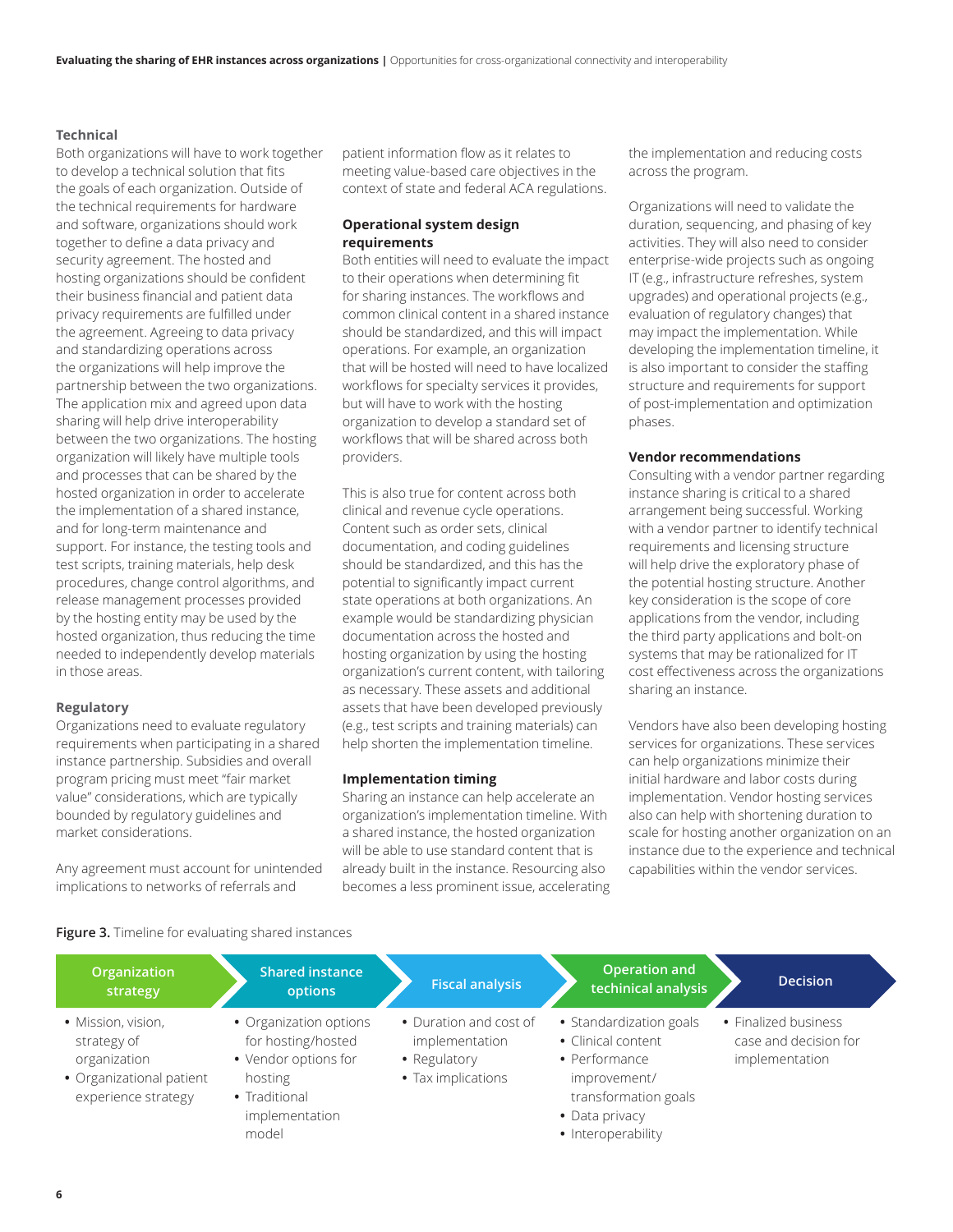### Technical

Both organizations will have to work together to develop a technical solution that fits the goals of each organization. Outside of the technical requirements for hardware and software, organizations should work together to define a data privacy and security agreement. The hosted and hosting organizations should be confident their business financial and patient data privacy requirements are fulfilled under the agreement. Agreeing to data privacy and standardizing operations across the organizations will help improve the partnership between the two organizations. The application mix and agreed upon data sharing will help drive interoperability between the two organizations. The hosting organization will likely have multiple tools and processes that can be shared by the hosted organization in order to accelerate the implementation of a shared instance, and for long-term maintenance and support. For instance, the testing tools and test scripts, training materials, help desk procedures, change control algorithms, and release management processes provided by the hosting entity may be used by the hosted organization, thus reducing the time needed to independently develop materials in those areas.

### Regulatory

Organizations need to evaluate regulatory requirements when participating in a shared instance partnership. Subsidies and overall program pricing must meet "fair market value" considerations, which are typically bounded by regulatory guidelines and market considerations.

Any agreement must account for unintended implications to networks of referrals and patient information flow as it relates to meeting value-based care objectives in the context of state and federal ACA regulations.

### Operational system design requirements

Both entities will need to evaluate the impact to their operations when determining fit for sharing instances. The workflows and common clinical content in a shared instance should be standardized, and this will impact operations. For example, an organization that will be hosted will need to have localized workflows for specialty services it provides, but will have to work with the hosting organization to develop a standard set of workflows that will be shared across both providers.

This is also true for content across both clinical and revenue cycle operations. Content such as order sets, clinical documentation, and coding guidelines should be standardized, and this has the potential to significantly impact current state operations at both organizations. An example would be standardizing physician documentation across the hosted and hosting organization by using the hosting organization's current content, with tailoring as necessary. These assets and additional assets that have been developed previously (e.g., test scripts and training materials) can help shorten the implementation timeline.

### Implementation timing

Sharing an instance can help accelerate an organization's implementation timeline. With a shared instance, the hosted organization will be able to use standard content that is already built in the instance. Resourcing also becomes a less prominent issue, accelerating the implementation and reducing costs across the program.

Organizations will need to validate the duration, sequencing, and phasing of key activities. They will also need to consider enterprise-wide projects such as ongoing IT (e.g., infrastructure refreshes, system upgrades) and operational projects (e.g., evaluation of regulatory changes) that may impact the implementation. While developing the implementation timeline, it is also important to consider the staffing structure and requirements for support of post-implementation and optimization phases.

### Vendor recommendations

Consulting with a vendor partner regarding instance sharing is critical to a shared arrangement being successful. Working with a vendor partner to identify technical requirements and licensing structure will help drive the exploratory phase of the potential hosting structure. Another key consideration is the scope of core applications from the vendor, including the third party applications and bolt-on systems that may be rationalized for IT cost effectiveness across the organizations sharing an instance.

Vendors have also been developing hosting services for organizations. These services can help organizations minimize their initial hardware and labor costs during implementation. Vendor hosting services also can help with shortening duration to scale for hosting another organization on an instance due to the experience and technical capabilities within the vendor services.

**Figure 3.** Timeline for evaluating shared instances

| Organization strategy | Shared instance options | Fiscal analysis | Operation and techinical analysis | Decision |
|---|---|---|---|---|
| • Mission, vision, strategy of organization<br>• Organizational patient experience strategy | • Organization options for hosting/hosted<br>• Vendor options for hosting<br>• Traditional implementation model | • Duration and cost of implementation<br>• Regulatory<br>• Tax implications | • Standardization goals<br>• Clinical content<br>• Performance improvement/ transformation goals<br>• Data privacy<br>• Interoperability | • Finalized business case and decision for implementation |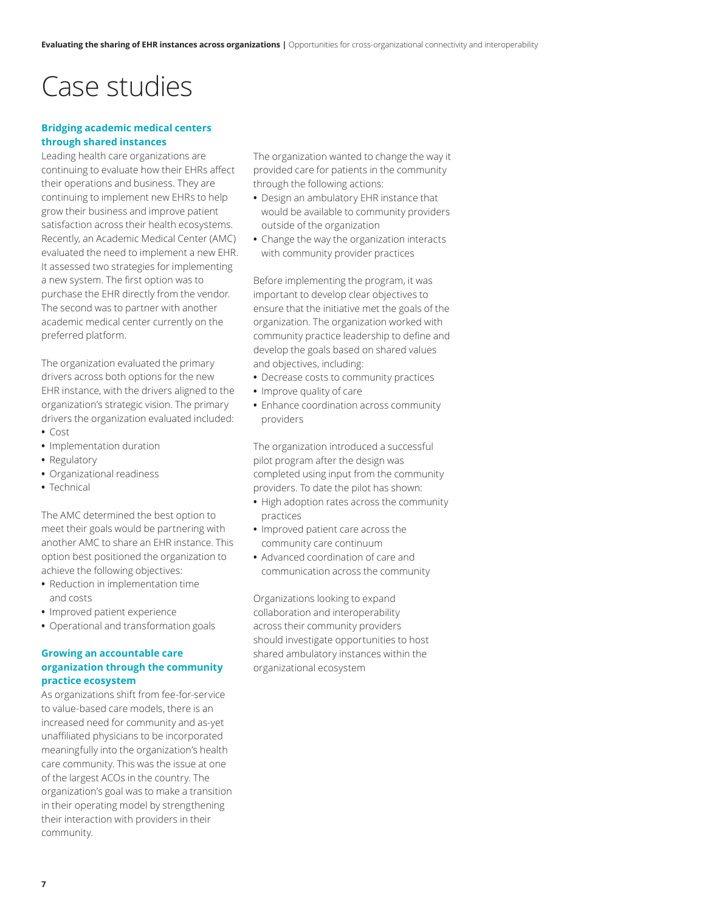# Case studies

## Bridging academic medical centers through shared instances

Leading health care organizations are continuing to evaluate how their EHRs affect their operations and business. They are continuing to implement new EHRs to help grow their business and improve patient satisfaction across their health ecosystems. Recently, an Academic Medical Center (AMC) evaluated the need to implement a new EHR. It assessed two strategies for implementing a new system. The first option was to purchase the EHR directly from the vendor. The second was to partner with another academic medical center currently on the preferred platform.

The organization evaluated the primary drivers across both options for the new EHR instance, with the drivers aligned to the organization's strategic vision. The primary drivers the organization evaluated included:

- Cost
- Implementation duration
- Regulatory
- Organizational readiness
- Technical

The AMC determined the best option to meet their goals would be partnering with another AMC to share an EHR instance. This option best positioned the organization to achieve the following objectives:

- Reduction in implementation time and costs
- Improved patient experience
- Operational and transformation goals

## Growing an accountable care organization through the community practice ecosystem

As organizations shift from fee-for-service to value-based care models, there is an increased need for community and as-yet unaffiliated physicians to be incorporated meaningfully into the organization's health care community. This was the issue at one of the largest ACOs in the country. The organization's goal was to make a transition in their operating model by strengthening their interaction with providers in their community.

The organization wanted to change the way it provided care for patients in the community through the following actions:

- Design an ambulatory EHR instance that would be available to community providers outside of the organization
- Change the way the organization interacts with community provider practices

Before implementing the program, it was important to develop clear objectives to ensure that the initiative met the goals of the organization. The organization worked with community practice leadership to define and develop the goals based on shared values and objectives, including:

- Decrease costs to community practices
- Improve quality of care
- Enhance coordination across community providers

The organization introduced a successful pilot program after the design was completed using input from the community providers. To date the pilot has shown:

- High adoption rates across the community practices
- Improved patient care across the community care continuum
- Advanced coordination of care and communication across the community

Organizations looking to expand collaboration and interoperability across their community providers should investigate opportunities to host shared ambulatory instances within the organizational ecosystem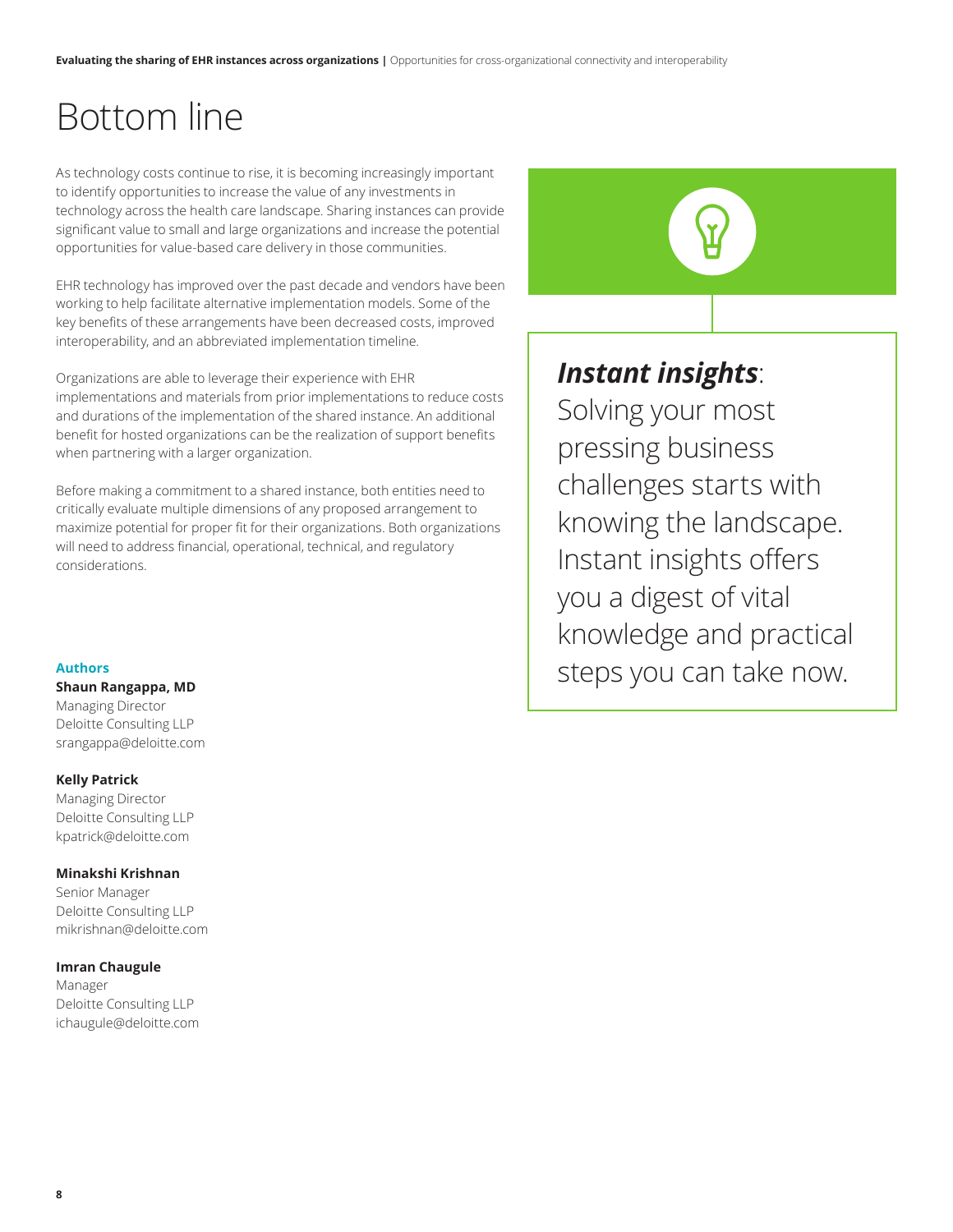# Bottom line

As technology costs continue to rise, it is becoming increasingly important to identify opportunities to increase the value of any investments in technology across the health care landscape. Sharing instances can provide significant value to small and large organizations and increase the potential opportunities for value-based care delivery in those communities.

EHR technology has improved over the past decade and vendors have been working to help facilitate alternative implementation models. Some of the key benefits of these arrangements have been decreased costs, improved interoperability, and an abbreviated implementation timeline.

Organizations are able to leverage their experience with EHR implementations and materials from prior implementations to reduce costs and durations of the implementation of the shared instance. An additional benefit for hosted organizations can be the realization of support benefits when partnering with a larger organization.

Before making a commitment to a shared instance, both entities need to critically evaluate multiple dimensions of any proposed arrangement to maximize potential for proper fit for their organizations. Both organizations will need to address financial, operational, technical, and regulatory considerations.

**Authors**

**Shaun Rangappa, MD**
Managing Director
Deloitte Consulting LLP
srangappa@deloitte.com

**Kelly Patrick**
Managing Director
Deloitte Consulting LLP
kpatrick@deloitte.com

**Minakshi Krishnan**
Senior Manager
Deloitte Consulting LLP
mikrishnan@deloitte.com

**Imran Chaugule**
Manager
Deloitte Consulting LLP
ichaugule@deloitte.com

***Instant insights***: Solving your most pressing business challenges starts with knowing the landscape. Instant insights offers you a digest of vital knowledge and practical steps you can take now.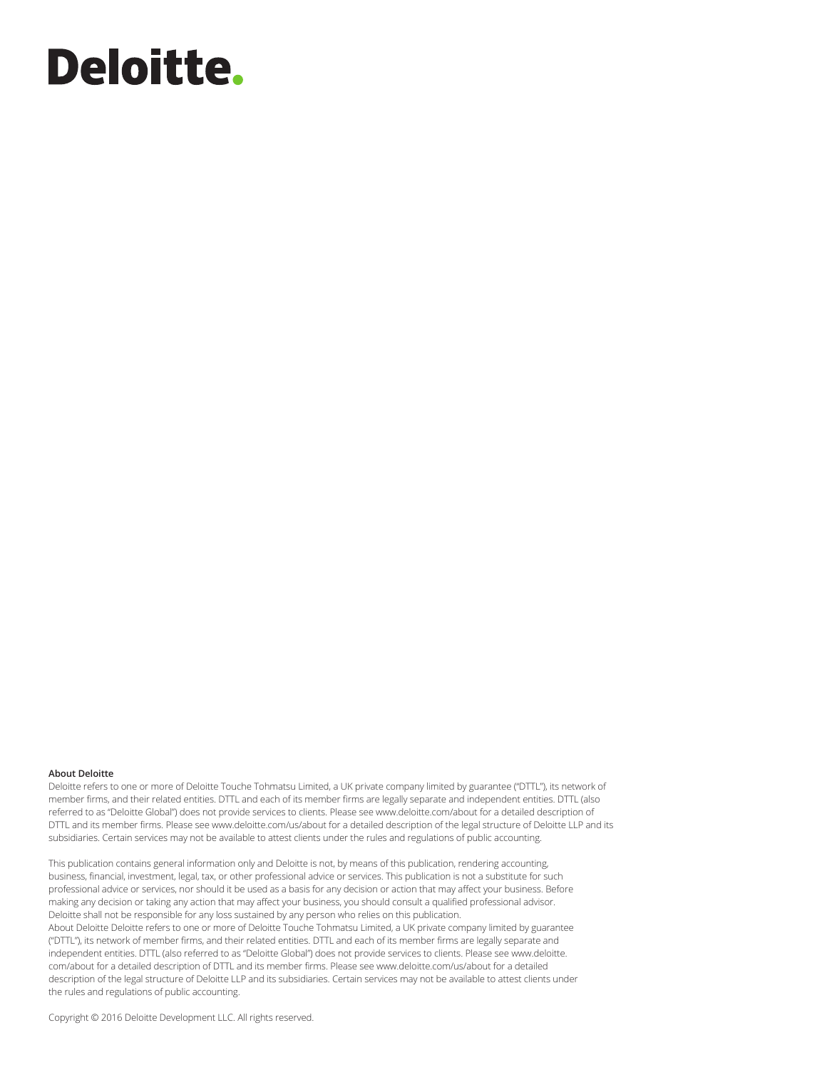# Deloitte.

**About Deloitte**

Deloitte refers to one or more of Deloitte Touche Tohmatsu Limited, a UK private company limited by guarantee ("DTTL"), its network of member firms, and their related entities. DTTL and each of its member firms are legally separate and independent entities. DTTL (also referred to as "Deloitte Global") does not provide services to clients. Please see www.deloitte.com/about for a detailed description of DTTL and its member firms. Please see www.deloitte.com/us/about for a detailed description of the legal structure of Deloitte LLP and its subsidiaries. Certain services may not be available to attest clients under the rules and regulations of public accounting.

This publication contains general information only and Deloitte is not, by means of this publication, rendering accounting, business, financial, investment, legal, tax, or other professional advice or services. This publication is not a substitute for such professional advice or services, nor should it be used as a basis for any decision or action that may affect your business. Before making any decision or taking any action that may affect your business, you should consult a qualified professional advisor. Deloitte shall not be responsible for any loss sustained by any person who relies on this publication.
About Deloitte Deloitte refers to one or more of Deloitte Touche Tohmatsu Limited, a UK private company limited by guarantee ("DTTL"), its network of member firms, and their related entities. DTTL and each of its member firms are legally separate and independent entities. DTTL (also referred to as "Deloitte Global") does not provide services to clients. Please see www.deloitte.com/about for a detailed description of DTTL and its member firms. Please see www.deloitte.com/us/about for a detailed description of the legal structure of Deloitte LLP and its subsidiaries. Certain services may not be available to attest clients under the rules and regulations of public accounting.

Copyright © 2016 Deloitte Development LLC. All rights reserved.